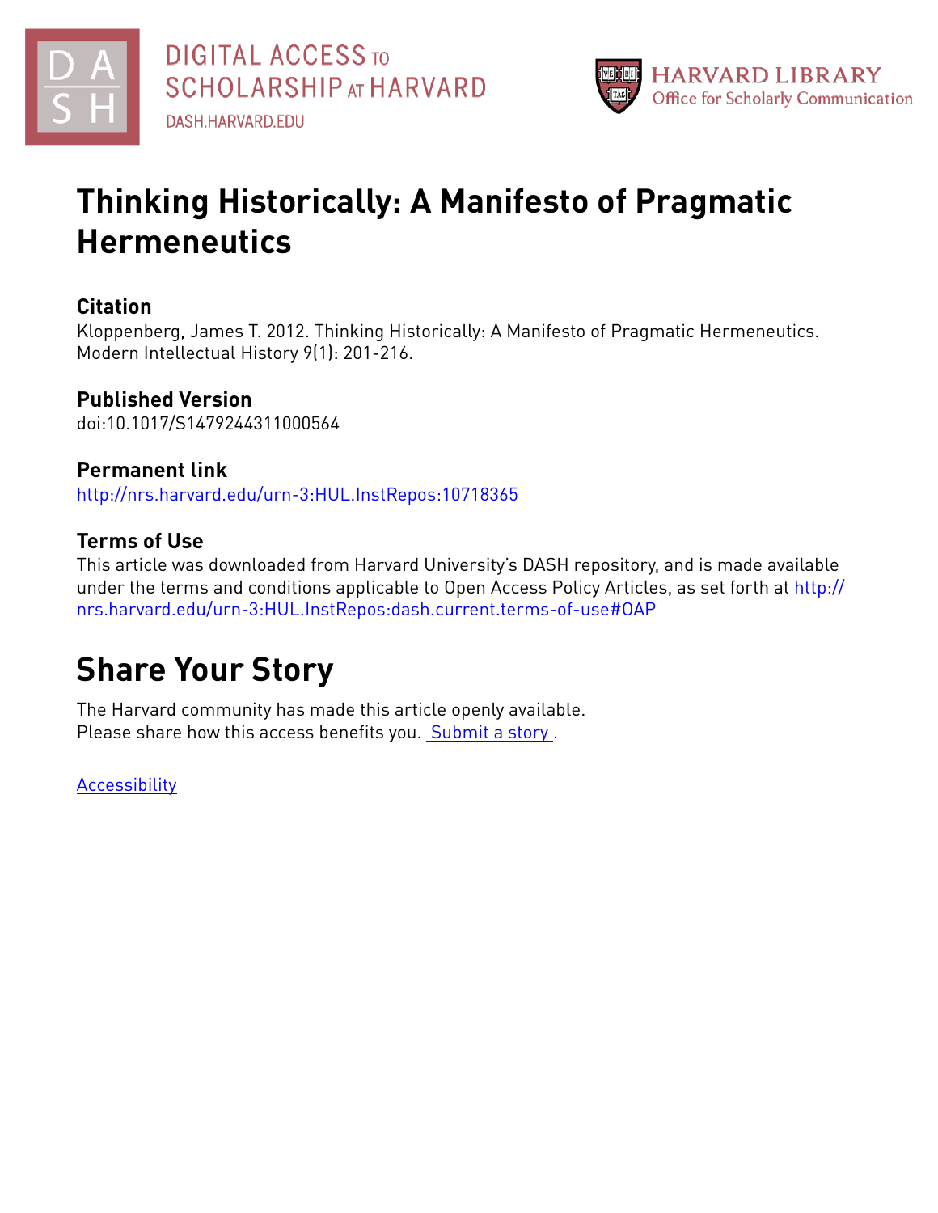DIGITAL ACCESS TO SCHOLARSHIP AT HARVARD
DASH.HARVARD.EDU

HARVARD LIBRARY
Office for Scholarly Communication

# Thinking Historically: A Manifesto of Pragmatic Hermeneutics

## Citation

Kloppenberg, James T. 2012. Thinking Historically: A Manifesto of Pragmatic Hermeneutics. Modern Intellectual History 9(1): 201-216.

## Published Version

doi:10.1017/S1479244311000564

## Permanent link

http://nrs.harvard.edu/urn-3:HUL.InstRepos:10718365

## Terms of Use

This article was downloaded from Harvard University's DASH repository, and is made available under the terms and conditions applicable to Open Access Policy Articles, as set forth at http://nrs.harvard.edu/urn-3:HUL.InstRepos:dash.current.terms-of-use#OAP

# Share Your Story

The Harvard community has made this article openly available.
Please share how this access benefits you. Submit a story .

Accessibility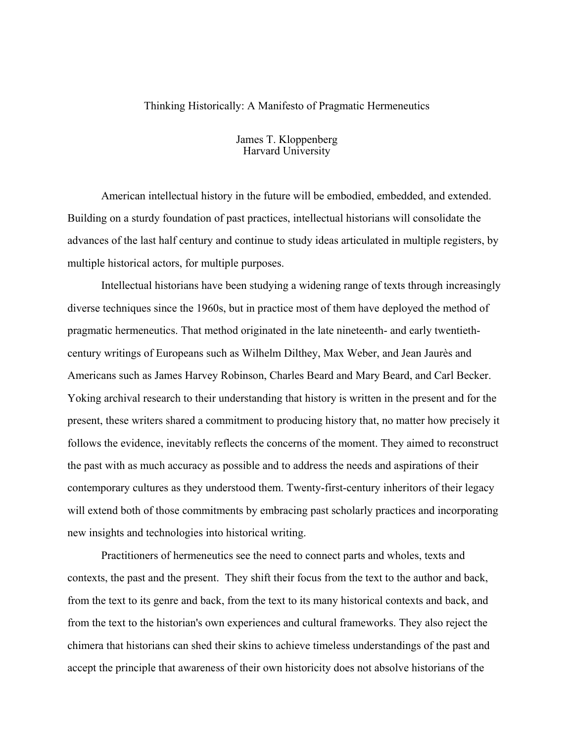Thinking Historically: A Manifesto of Pragmatic Hermeneutics

James T. Kloppenberg
Harvard University

American intellectual history in the future will be embodied, embedded, and extended. Building on a sturdy foundation of past practices, intellectual historians will consolidate the advances of the last half century and continue to study ideas articulated in multiple registers, by multiple historical actors, for multiple purposes.

Intellectual historians have been studying a widening range of texts through increasingly diverse techniques since the 1960s, but in practice most of them have deployed the method of pragmatic hermeneutics. That method originated in the late nineteenth- and early twentieth-century writings of Europeans such as Wilhelm Dilthey, Max Weber, and Jean Jaurès and Americans such as James Harvey Robinson, Charles Beard and Mary Beard, and Carl Becker. Yoking archival research to their understanding that history is written in the present and for the present, these writers shared a commitment to producing history that, no matter how precisely it follows the evidence, inevitably reflects the concerns of the moment. They aimed to reconstruct the past with as much accuracy as possible and to address the needs and aspirations of their contemporary cultures as they understood them. Twenty-first-century inheritors of their legacy will extend both of those commitments by embracing past scholarly practices and incorporating new insights and technologies into historical writing.

Practitioners of hermeneutics see the need to connect parts and wholes, texts and contexts, the past and the present. They shift their focus from the text to the author and back, from the text to its genre and back, from the text to its many historical contexts and back, and from the text to the historian's own experiences and cultural frameworks. They also reject the chimera that historians can shed their skins to achieve timeless understandings of the past and accept the principle that awareness of their own historicity does not absolve historians of the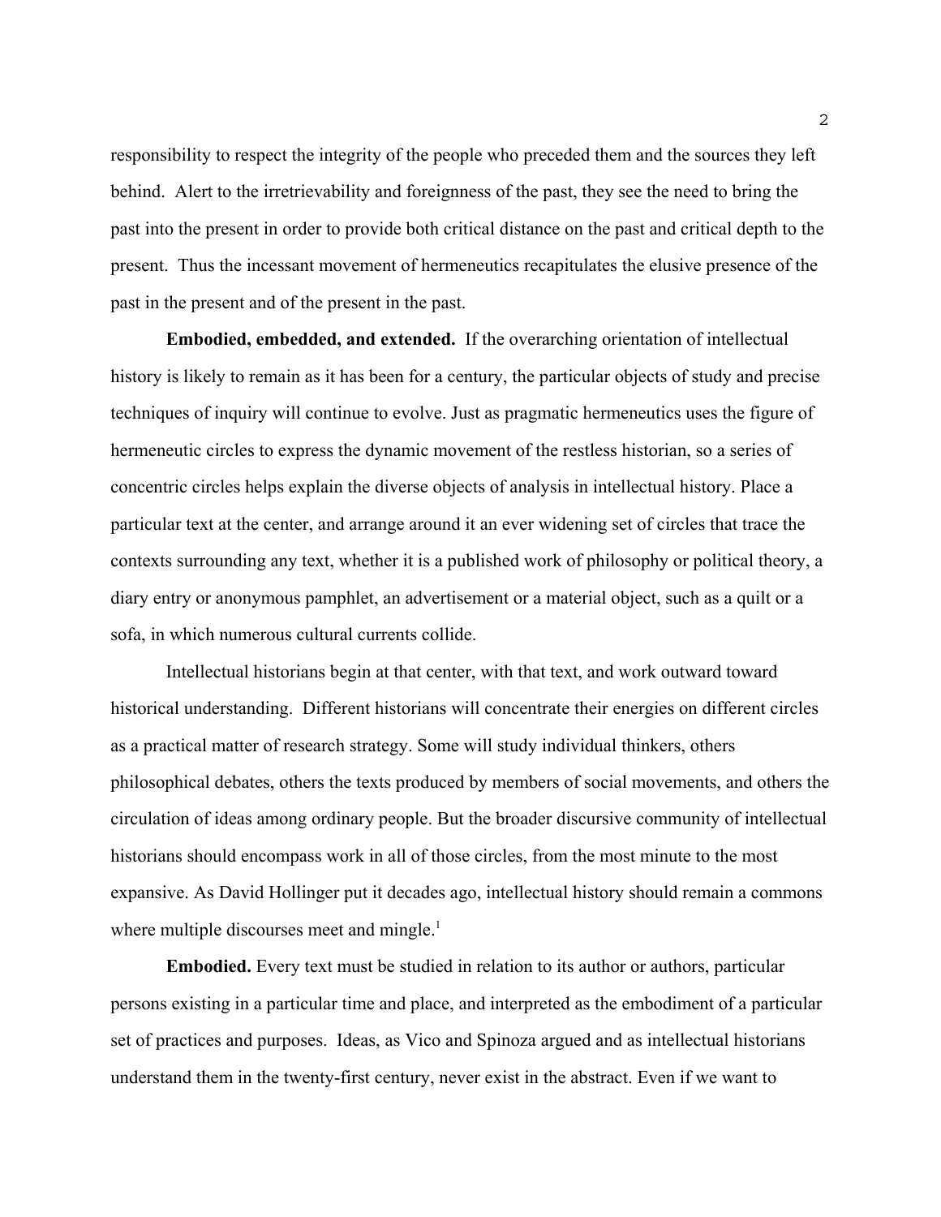responsibility to respect the integrity of the people who preceded them and the sources they left behind. Alert to the irretrievability and foreignness of the past, they see the need to bring the past into the present in order to provide both critical distance on the past and critical depth to the present. Thus the incessant movement of hermeneutics recapitulates the elusive presence of the past in the present and of the present in the past.

**Embodied, embedded, and extended.** If the overarching orientation of intellectual history is likely to remain as it has been for a century, the particular objects of study and precise techniques of inquiry will continue to evolve. Just as pragmatic hermeneutics uses the figure of hermeneutic circles to express the dynamic movement of the restless historian, so a series of concentric circles helps explain the diverse objects of analysis in intellectual history. Place a particular text at the center, and arrange around it an ever widening set of circles that trace the contexts surrounding any text, whether it is a published work of philosophy or political theory, a diary entry or anonymous pamphlet, an advertisement or a material object, such as a quilt or a sofa, in which numerous cultural currents collide.

Intellectual historians begin at that center, with that text, and work outward toward historical understanding. Different historians will concentrate their energies on different circles as a practical matter of research strategy. Some will study individual thinkers, others philosophical debates, others the texts produced by members of social movements, and others the circulation of ideas among ordinary people. But the broader discursive community of intellectual historians should encompass work in all of those circles, from the most minute to the most expansive. As David Hollinger put it decades ago, intellectual history should remain a commons where multiple discourses meet and mingle.[1]

**Embodied.** Every text must be studied in relation to its author or authors, particular persons existing in a particular time and place, and interpreted as the embodiment of a particular set of practices and purposes. Ideas, as Vico and Spinoza argued and as intellectual historians understand them in the twenty-first century, never exist in the abstract. Even if we want to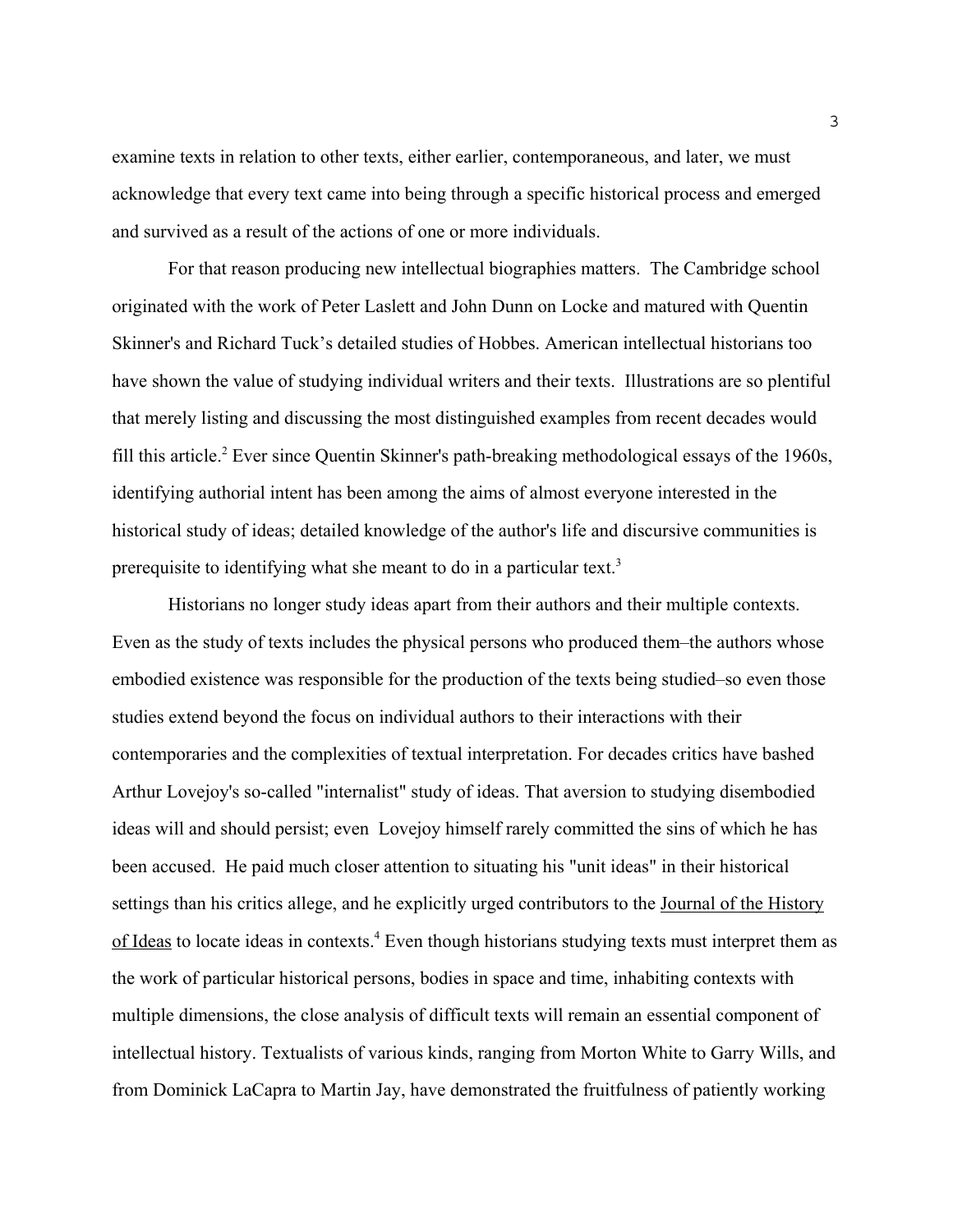examine texts in relation to other texts, either earlier, contemporaneous, and later, we must acknowledge that every text came into being through a specific historical process and emerged and survived as a result of the actions of one or more individuals.

For that reason producing new intellectual biographies matters. The Cambridge school originated with the work of Peter Laslett and John Dunn on Locke and matured with Quentin Skinner's and Richard Tuck's detailed studies of Hobbes. American intellectual historians too have shown the value of studying individual writers and their texts. Illustrations are so plentiful that merely listing and discussing the most distinguished examples from recent decades would fill this article.[2] Ever since Quentin Skinner's path-breaking methodological essays of the 1960s, identifying authorial intent has been among the aims of almost everyone interested in the historical study of ideas; detailed knowledge of the author's life and discursive communities is prerequisite to identifying what she meant to do in a particular text.[3]

Historians no longer study ideas apart from their authors and their multiple contexts. Even as the study of texts includes the physical persons who produced them–the authors whose embodied existence was responsible for the production of the texts being studied–so even those studies extend beyond the focus on individual authors to their interactions with their contemporaries and the complexities of textual interpretation. For decades critics have bashed Arthur Lovejoy's so-called "internalist" study of ideas. That aversion to studying disembodied ideas will and should persist; even Lovejoy himself rarely committed the sins of which he has been accused. He paid much closer attention to situating his "unit ideas" in their historical settings than his critics allege, and he explicitly urged contributors to the Journal of the History of Ideas to locate ideas in contexts.[4] Even though historians studying texts must interpret them as the work of particular historical persons, bodies in space and time, inhabiting contexts with multiple dimensions, the close analysis of difficult texts will remain an essential component of intellectual history. Textualists of various kinds, ranging from Morton White to Garry Wills, and from Dominick LaCapra to Martin Jay, have demonstrated the fruitfulness of patiently working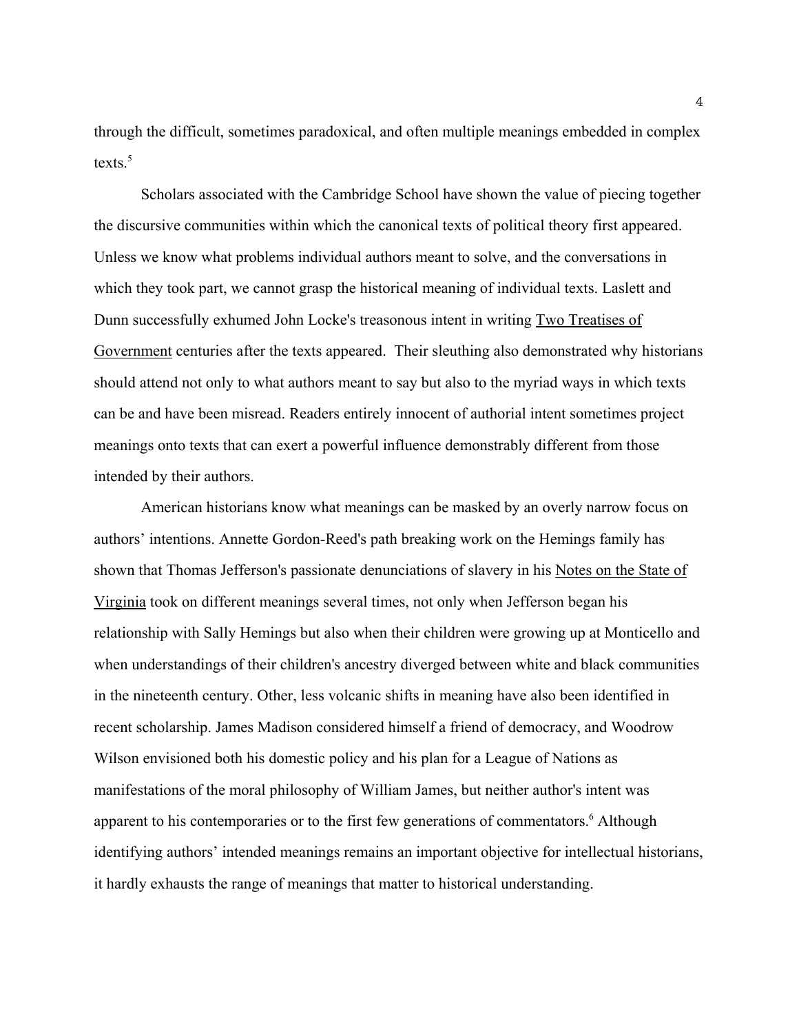through the difficult, sometimes paradoxical, and often multiple meanings embedded in complex texts.[5]

Scholars associated with the Cambridge School have shown the value of piecing together the discursive communities within which the canonical texts of political theory first appeared. Unless we know what problems individual authors meant to solve, and the conversations in which they took part, we cannot grasp the historical meaning of individual texts. Laslett and Dunn successfully exhumed John Locke's treasonous intent in writing Two Treatises of Government centuries after the texts appeared. Their sleuthing also demonstrated why historians should attend not only to what authors meant to say but also to the myriad ways in which texts can be and have been misread. Readers entirely innocent of authorial intent sometimes project meanings onto texts that can exert a powerful influence demonstrably different from those intended by their authors.

American historians know what meanings can be masked by an overly narrow focus on authors' intentions. Annette Gordon-Reed's path breaking work on the Hemings family has shown that Thomas Jefferson's passionate denunciations of slavery in his Notes on the State of Virginia took on different meanings several times, not only when Jefferson began his relationship with Sally Hemings but also when their children were growing up at Monticello and when understandings of their children's ancestry diverged between white and black communities in the nineteenth century. Other, less volcanic shifts in meaning have also been identified in recent scholarship. James Madison considered himself a friend of democracy, and Woodrow Wilson envisioned both his domestic policy and his plan for a League of Nations as manifestations of the moral philosophy of William James, but neither author's intent was apparent to his contemporaries or to the first few generations of commentators.[6] Although identifying authors' intended meanings remains an important objective for intellectual historians, it hardly exhausts the range of meanings that matter to historical understanding.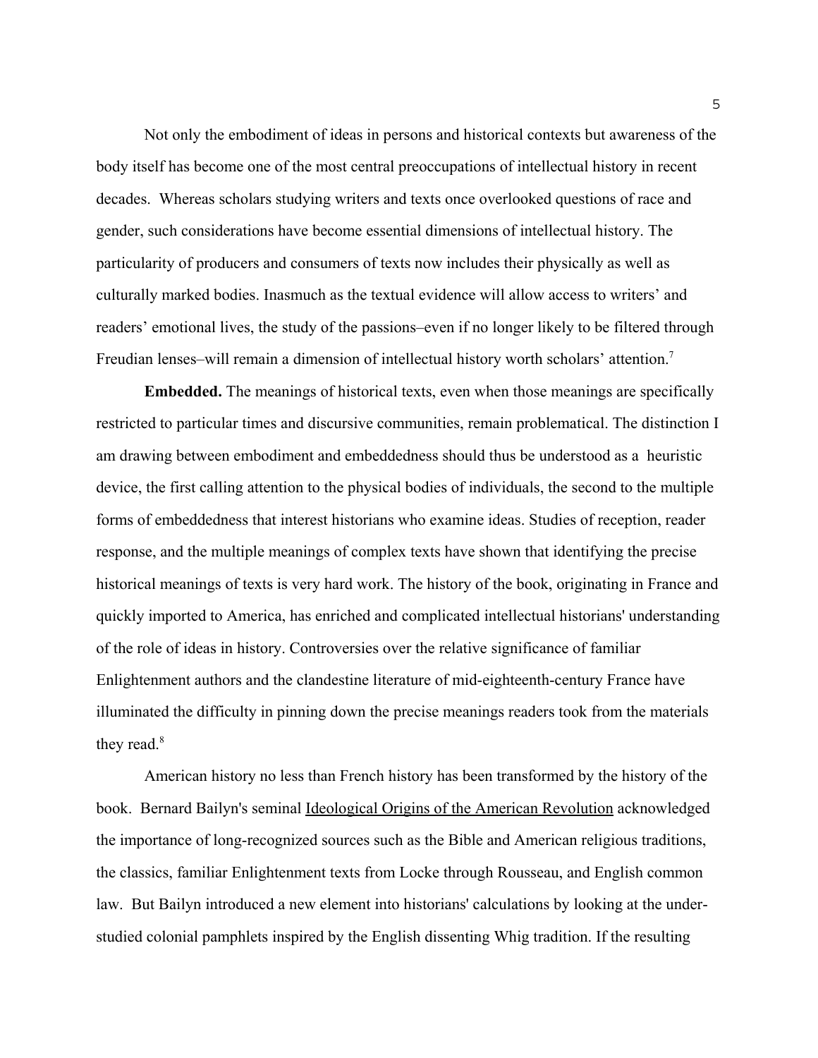Not only the embodiment of ideas in persons and historical contexts but awareness of the body itself has become one of the most central preoccupations of intellectual history in recent decades. Whereas scholars studying writers and texts once overlooked questions of race and gender, such considerations have become essential dimensions of intellectual history. The particularity of producers and consumers of texts now includes their physically as well as culturally marked bodies. Inasmuch as the textual evidence will allow access to writers' and readers' emotional lives, the study of the passions–even if no longer likely to be filtered through Freudian lenses–will remain a dimension of intellectual history worth scholars' attention.[7]

**Embedded.** The meanings of historical texts, even when those meanings are specifically restricted to particular times and discursive communities, remain problematical. The distinction I am drawing between embodiment and embeddedness should thus be understood as a heuristic device, the first calling attention to the physical bodies of individuals, the second to the multiple forms of embeddedness that interest historians who examine ideas. Studies of reception, reader response, and the multiple meanings of complex texts have shown that identifying the precise historical meanings of texts is very hard work. The history of the book, originating in France and quickly imported to America, has enriched and complicated intellectual historians' understanding of the role of ideas in history. Controversies over the relative significance of familiar Enlightenment authors and the clandestine literature of mid-eighteenth-century France have illuminated the difficulty in pinning down the precise meanings readers took from the materials they read.[8]

American history no less than French history has been transformed by the history of the book. Bernard Bailyn's seminal Ideological Origins of the American Revolution acknowledged the importance of long-recognized sources such as the Bible and American religious traditions, the classics, familiar Enlightenment texts from Locke through Rousseau, and English common law. But Bailyn introduced a new element into historians' calculations by looking at the under-studied colonial pamphlets inspired by the English dissenting Whig tradition. If the resulting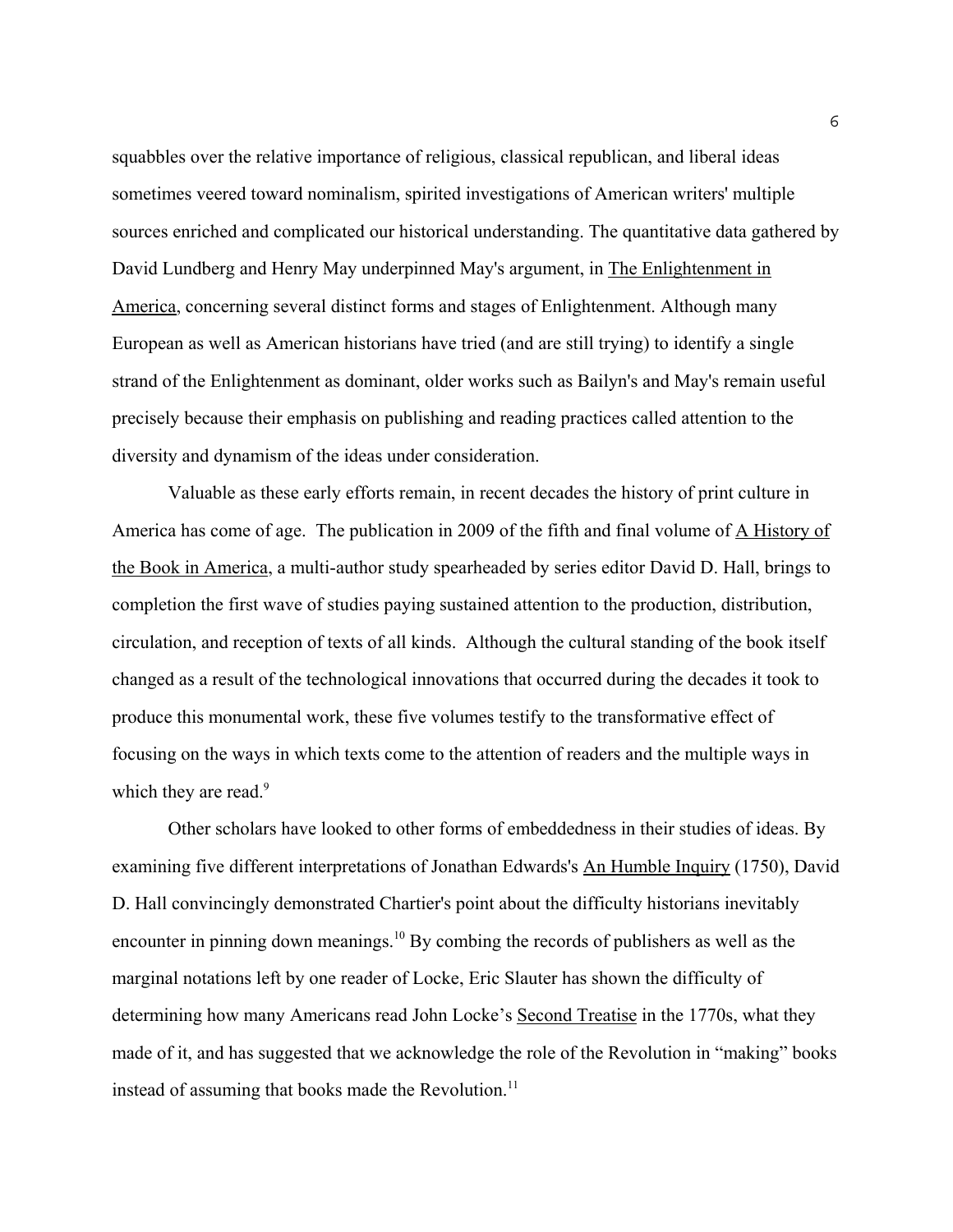squabbles over the relative importance of religious, classical republican, and liberal ideas sometimes veered toward nominalism, spirited investigations of American writers' multiple sources enriched and complicated our historical understanding. The quantitative data gathered by David Lundberg and Henry May underpinned May's argument, in The Enlightenment in America, concerning several distinct forms and stages of Enlightenment. Although many European as well as American historians have tried (and are still trying) to identify a single strand of the Enlightenment as dominant, older works such as Bailyn's and May's remain useful precisely because their emphasis on publishing and reading practices called attention to the diversity and dynamism of the ideas under consideration.

Valuable as these early efforts remain, in recent decades the history of print culture in America has come of age. The publication in 2009 of the fifth and final volume of A History of the Book in America, a multi-author study spearheaded by series editor David D. Hall, brings to completion the first wave of studies paying sustained attention to the production, distribution, circulation, and reception of texts of all kinds. Although the cultural standing of the book itself changed as a result of the technological innovations that occurred during the decades it took to produce this monumental work, these five volumes testify to the transformative effect of focusing on the ways in which texts come to the attention of readers and the multiple ways in which they are read.[9]

Other scholars have looked to other forms of embeddedness in their studies of ideas. By examining five different interpretations of Jonathan Edwards's An Humble Inquiry (1750), David D. Hall convincingly demonstrated Chartier's point about the difficulty historians inevitably encounter in pinning down meanings.[10] By combing the records of publishers as well as the marginal notations left by one reader of Locke, Eric Slauter has shown the difficulty of determining how many Americans read John Locke's Second Treatise in the 1770s, what they made of it, and has suggested that we acknowledge the role of the Revolution in "making" books instead of assuming that books made the Revolution.[11]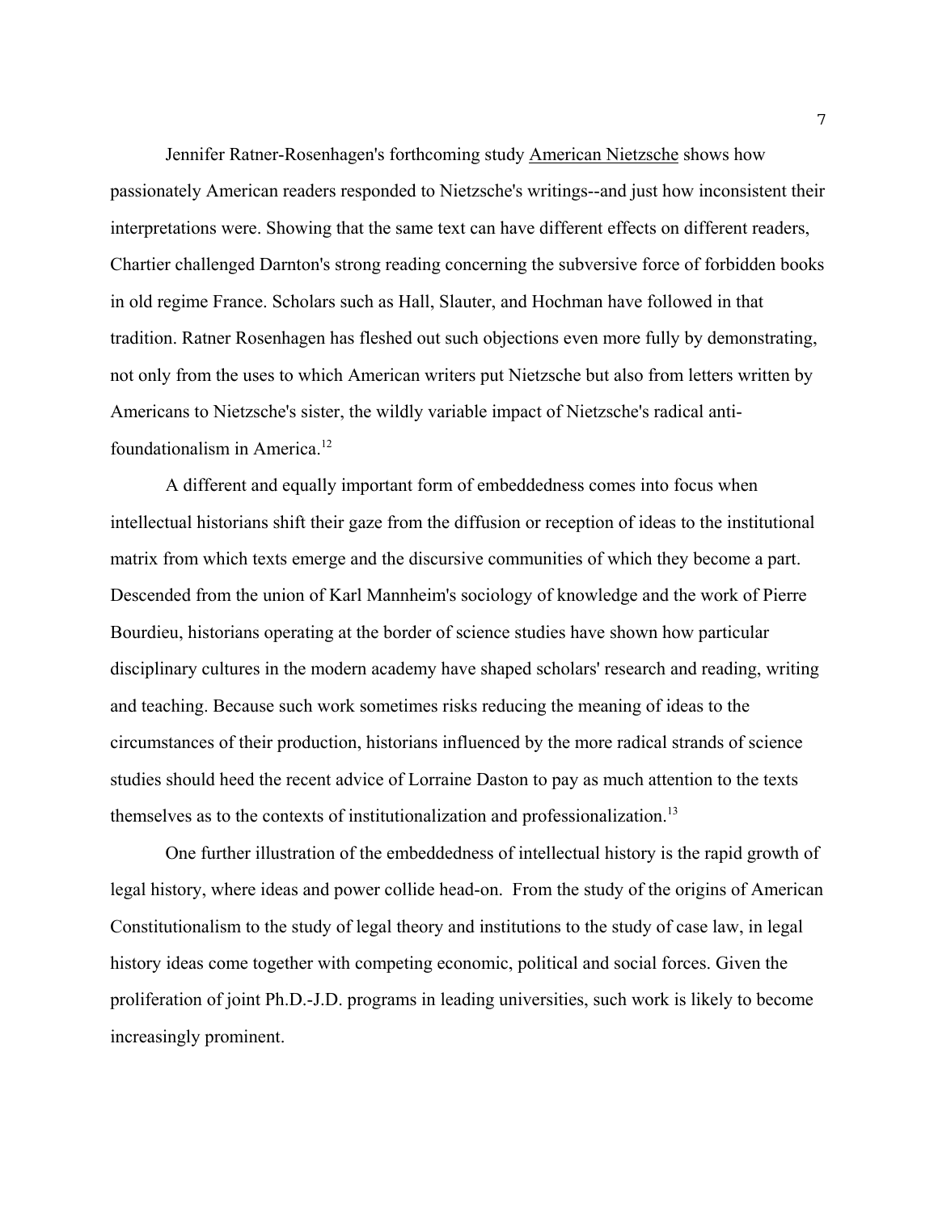Jennifer Ratner-Rosenhagen's forthcoming study American Nietzsche shows how passionately American readers responded to Nietzsche's writings--and just how inconsistent their interpretations were. Showing that the same text can have different effects on different readers, Chartier challenged Darnton's strong reading concerning the subversive force of forbidden books in old regime France. Scholars such as Hall, Slauter, and Hochman have followed in that tradition. Ratner Rosenhagen has fleshed out such objections even more fully by demonstrating, not only from the uses to which American writers put Nietzsche but also from letters written by Americans to Nietzsche's sister, the wildly variable impact of Nietzsche's radical anti-foundationalism in America.[12]

A different and equally important form of embeddedness comes into focus when intellectual historians shift their gaze from the diffusion or reception of ideas to the institutional matrix from which texts emerge and the discursive communities of which they become a part. Descended from the union of Karl Mannheim's sociology of knowledge and the work of Pierre Bourdieu, historians operating at the border of science studies have shown how particular disciplinary cultures in the modern academy have shaped scholars' research and reading, writing and teaching. Because such work sometimes risks reducing the meaning of ideas to the circumstances of their production, historians influenced by the more radical strands of science studies should heed the recent advice of Lorraine Daston to pay as much attention to the texts themselves as to the contexts of institutionalization and professionalization.[13]

One further illustration of the embeddedness of intellectual history is the rapid growth of legal history, where ideas and power collide head-on. From the study of the origins of American Constitutionalism to the study of legal theory and institutions to the study of case law, in legal history ideas come together with competing economic, political and social forces. Given the proliferation of joint Ph.D.-J.D. programs in leading universities, such work is likely to become increasingly prominent.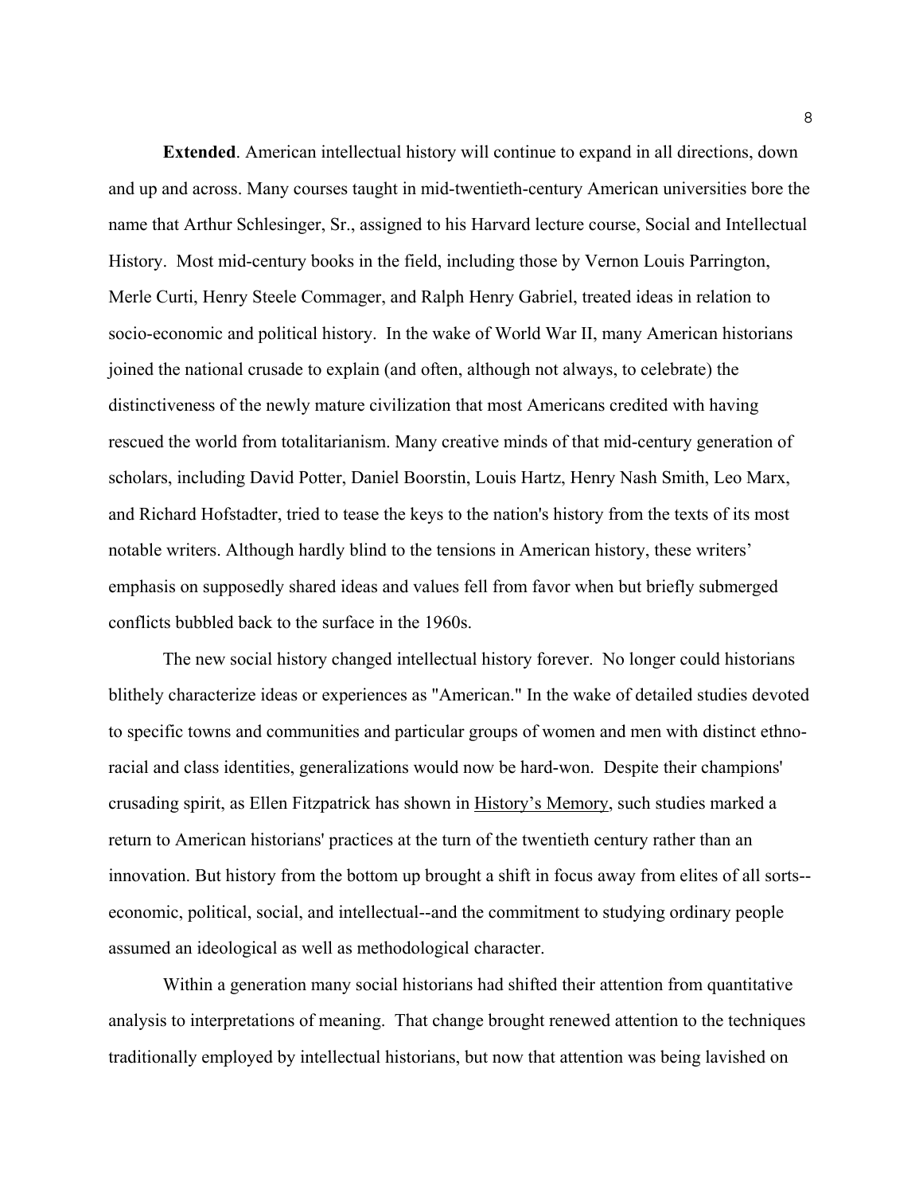**Extended**. American intellectual history will continue to expand in all directions, down and up and across. Many courses taught in mid-twentieth-century American universities bore the name that Arthur Schlesinger, Sr., assigned to his Harvard lecture course, Social and Intellectual History. Most mid-century books in the field, including those by Vernon Louis Parrington, Merle Curti, Henry Steele Commager, and Ralph Henry Gabriel, treated ideas in relation to socio-economic and political history. In the wake of World War II, many American historians joined the national crusade to explain (and often, although not always, to celebrate) the distinctiveness of the newly mature civilization that most Americans credited with having rescued the world from totalitarianism. Many creative minds of that mid-century generation of scholars, including David Potter, Daniel Boorstin, Louis Hartz, Henry Nash Smith, Leo Marx, and Richard Hofstadter, tried to tease the keys to the nation's history from the texts of its most notable writers. Although hardly blind to the tensions in American history, these writers' emphasis on supposedly shared ideas and values fell from favor when but briefly submerged conflicts bubbled back to the surface in the 1960s.

The new social history changed intellectual history forever. No longer could historians blithely characterize ideas or experiences as "American." In the wake of detailed studies devoted to specific towns and communities and particular groups of women and men with distinct ethno-racial and class identities, generalizations would now be hard-won. Despite their champions' crusading spirit, as Ellen Fitzpatrick has shown in History's Memory, such studies marked a return to American historians' practices at the turn of the twentieth century rather than an innovation. But history from the bottom up brought a shift in focus away from elites of all sorts--economic, political, social, and intellectual--and the commitment to studying ordinary people assumed an ideological as well as methodological character.

Within a generation many social historians had shifted their attention from quantitative analysis to interpretations of meaning. That change brought renewed attention to the techniques traditionally employed by intellectual historians, but now that attention was being lavished on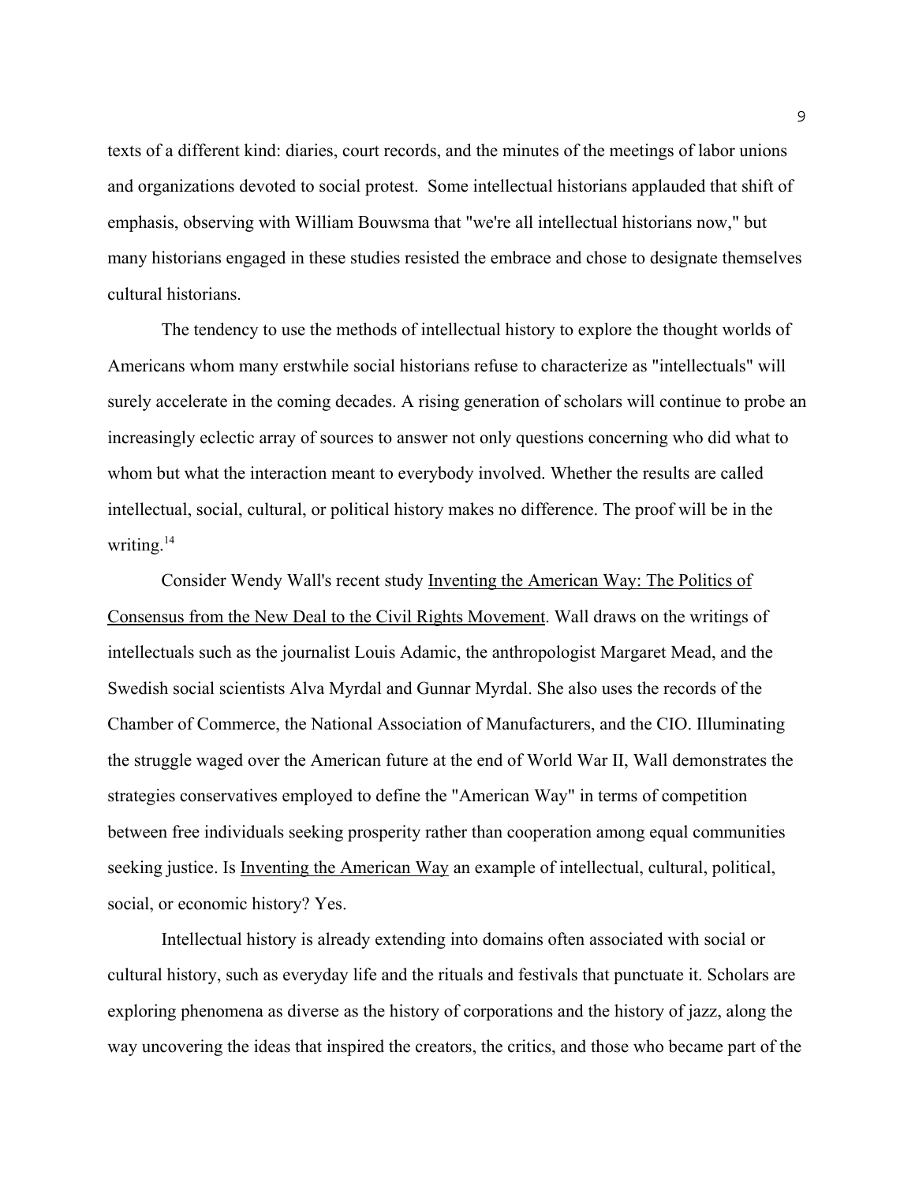texts of a different kind: diaries, court records, and the minutes of the meetings of labor unions and organizations devoted to social protest. Some intellectual historians applauded that shift of emphasis, observing with William Bouwsma that "we're all intellectual historians now," but many historians engaged in these studies resisted the embrace and chose to designate themselves cultural historians.

The tendency to use the methods of intellectual history to explore the thought worlds of Americans whom many erstwhile social historians refuse to characterize as "intellectuals" will surely accelerate in the coming decades. A rising generation of scholars will continue to probe an increasingly eclectic array of sources to answer not only questions concerning who did what to whom but what the interaction meant to everybody involved. Whether the results are called intellectual, social, cultural, or political history makes no difference. The proof will be in the writing.[14]

Consider Wendy Wall's recent study Inventing the American Way: The Politics of Consensus from the New Deal to the Civil Rights Movement. Wall draws on the writings of intellectuals such as the journalist Louis Adamic, the anthropologist Margaret Mead, and the Swedish social scientists Alva Myrdal and Gunnar Myrdal. She also uses the records of the Chamber of Commerce, the National Association of Manufacturers, and the CIO. Illuminating the struggle waged over the American future at the end of World War II, Wall demonstrates the strategies conservatives employed to define the "American Way" in terms of competition between free individuals seeking prosperity rather than cooperation among equal communities seeking justice. Is Inventing the American Way an example of intellectual, cultural, political, social, or economic history? Yes.

Intellectual history is already extending into domains often associated with social or cultural history, such as everyday life and the rituals and festivals that punctuate it. Scholars are exploring phenomena as diverse as the history of corporations and the history of jazz, along the way uncovering the ideas that inspired the creators, the critics, and those who became part of the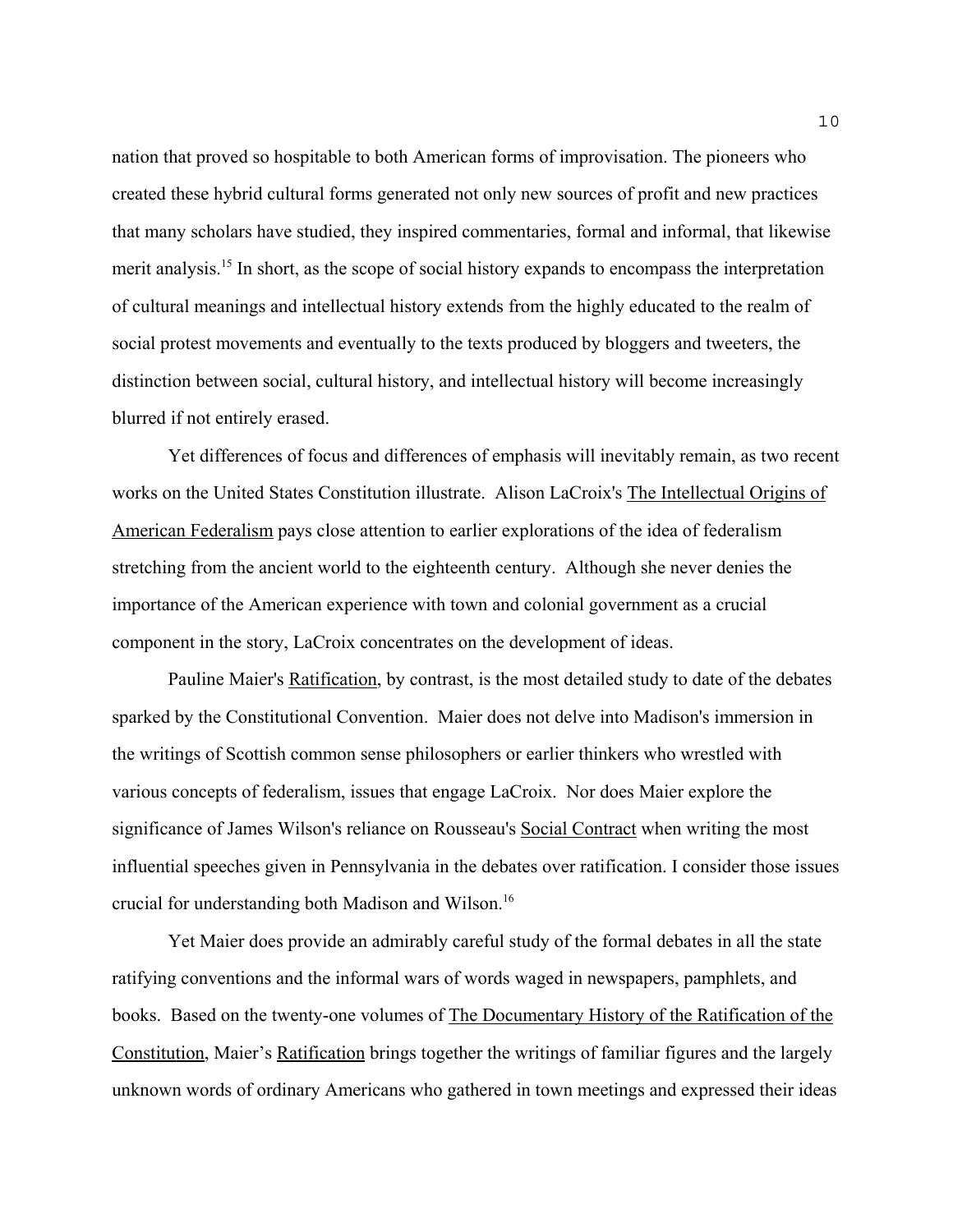nation that proved so hospitable to both American forms of improvisation. The pioneers who created these hybrid cultural forms generated not only new sources of profit and new practices that many scholars have studied, they inspired commentaries, formal and informal, that likewise merit analysis.[15] In short, as the scope of social history expands to encompass the interpretation of cultural meanings and intellectual history extends from the highly educated to the realm of social protest movements and eventually to the texts produced by bloggers and tweeters, the distinction between social, cultural history, and intellectual history will become increasingly blurred if not entirely erased.

Yet differences of focus and differences of emphasis will inevitably remain, as two recent works on the United States Constitution illustrate. Alison LaCroix's The Intellectual Origins of American Federalism pays close attention to earlier explorations of the idea of federalism stretching from the ancient world to the eighteenth century. Although she never denies the importance of the American experience with town and colonial government as a crucial component in the story, LaCroix concentrates on the development of ideas.

Pauline Maier's Ratification, by contrast, is the most detailed study to date of the debates sparked by the Constitutional Convention. Maier does not delve into Madison's immersion in the writings of Scottish common sense philosophers or earlier thinkers who wrestled with various concepts of federalism, issues that engage LaCroix. Nor does Maier explore the significance of James Wilson's reliance on Rousseau's Social Contract when writing the most influential speeches given in Pennsylvania in the debates over ratification. I consider those issues crucial for understanding both Madison and Wilson.[16]

Yet Maier does provide an admirably careful study of the formal debates in all the state ratifying conventions and the informal wars of words waged in newspapers, pamphlets, and books. Based on the twenty-one volumes of The Documentary History of the Ratification of the Constitution, Maier's Ratification brings together the writings of familiar figures and the largely unknown words of ordinary Americans who gathered in town meetings and expressed their ideas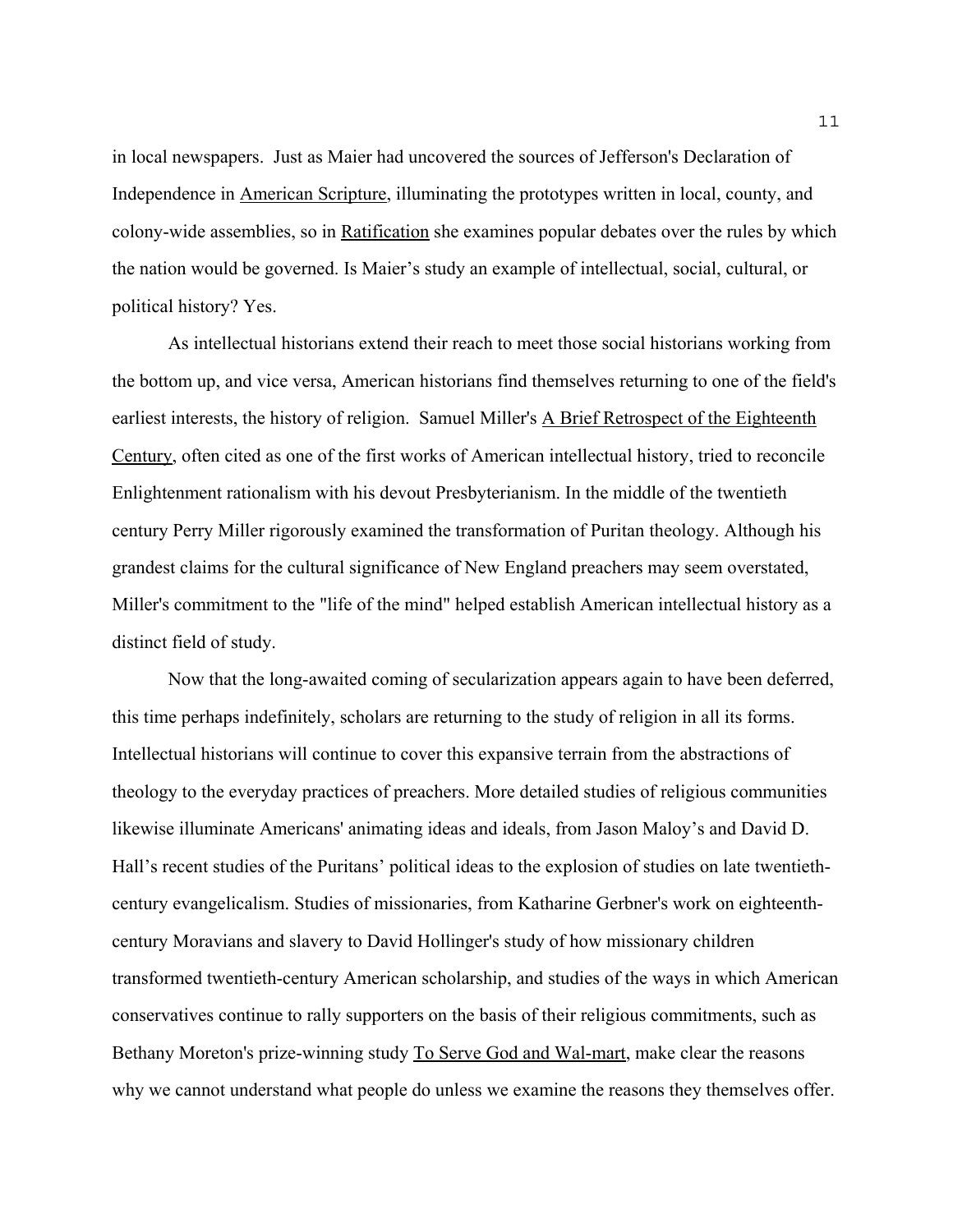in local newspapers. Just as Maier had uncovered the sources of Jefferson's Declaration of Independence in American Scripture, illuminating the prototypes written in local, county, and colony-wide assemblies, so in Ratification she examines popular debates over the rules by which the nation would be governed. Is Maier's study an example of intellectual, social, cultural, or political history? Yes.

As intellectual historians extend their reach to meet those social historians working from the bottom up, and vice versa, American historians find themselves returning to one of the field's earliest interests, the history of religion. Samuel Miller's A Brief Retrospect of the Eighteenth Century, often cited as one of the first works of American intellectual history, tried to reconcile Enlightenment rationalism with his devout Presbyterianism. In the middle of the twentieth century Perry Miller rigorously examined the transformation of Puritan theology. Although his grandest claims for the cultural significance of New England preachers may seem overstated, Miller's commitment to the "life of the mind" helped establish American intellectual history as a distinct field of study.

Now that the long-awaited coming of secularization appears again to have been deferred, this time perhaps indefinitely, scholars are returning to the study of religion in all its forms. Intellectual historians will continue to cover this expansive terrain from the abstractions of theology to the everyday practices of preachers. More detailed studies of religious communities likewise illuminate Americans' animating ideas and ideals, from Jason Maloy's and David D. Hall's recent studies of the Puritans' political ideas to the explosion of studies on late twentieth-century evangelicalism. Studies of missionaries, from Katharine Gerbner's work on eighteenth-century Moravians and slavery to David Hollinger's study of how missionary children transformed twentieth-century American scholarship, and studies of the ways in which American conservatives continue to rally supporters on the basis of their religious commitments, such as Bethany Moreton's prize-winning study To Serve God and Wal-mart, make clear the reasons why we cannot understand what people do unless we examine the reasons they themselves offer.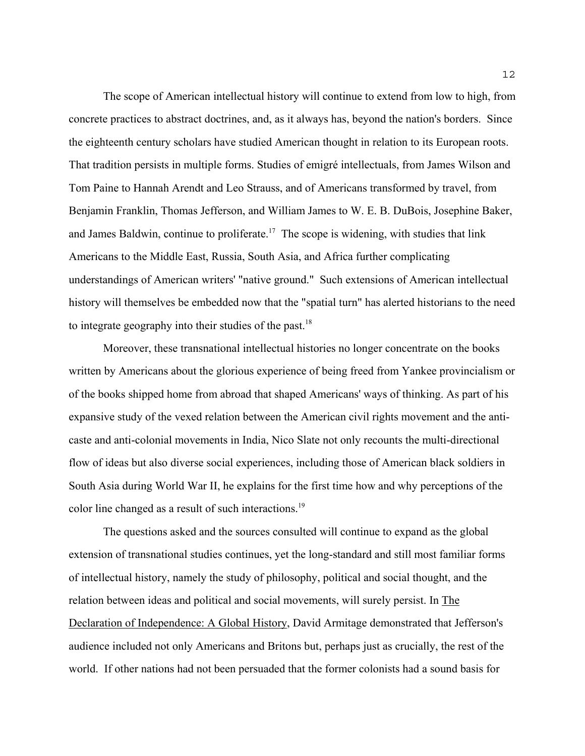The scope of American intellectual history will continue to extend from low to high, from concrete practices to abstract doctrines, and, as it always has, beyond the nation's borders. Since the eighteenth century scholars have studied American thought in relation to its European roots. That tradition persists in multiple forms. Studies of emigré intellectuals, from James Wilson and Tom Paine to Hannah Arendt and Leo Strauss, and of Americans transformed by travel, from Benjamin Franklin, Thomas Jefferson, and William James to W. E. B. DuBois, Josephine Baker, and James Baldwin, continue to proliferate.[17] The scope is widening, with studies that link Americans to the Middle East, Russia, South Asia, and Africa further complicating understandings of American writers' "native ground." Such extensions of American intellectual history will themselves be embedded now that the "spatial turn" has alerted historians to the need to integrate geography into their studies of the past.[18]

Moreover, these transnational intellectual histories no longer concentrate on the books written by Americans about the glorious experience of being freed from Yankee provincialism or of the books shipped home from abroad that shaped Americans' ways of thinking. As part of his expansive study of the vexed relation between the American civil rights movement and the anti-caste and anti-colonial movements in India, Nico Slate not only recounts the multi-directional flow of ideas but also diverse social experiences, including those of American black soldiers in South Asia during World War II, he explains for the first time how and why perceptions of the color line changed as a result of such interactions.[19]

The questions asked and the sources consulted will continue to expand as the global extension of transnational studies continues, yet the long-standard and still most familiar forms of intellectual history, namely the study of philosophy, political and social thought, and the relation between ideas and political and social movements, will surely persist. In <u>The Declaration of Independence: A Global History</u>, David Armitage demonstrated that Jefferson's audience included not only Americans and Britons but, perhaps just as crucially, the rest of the world. If other nations had not been persuaded that the former colonists had a sound basis for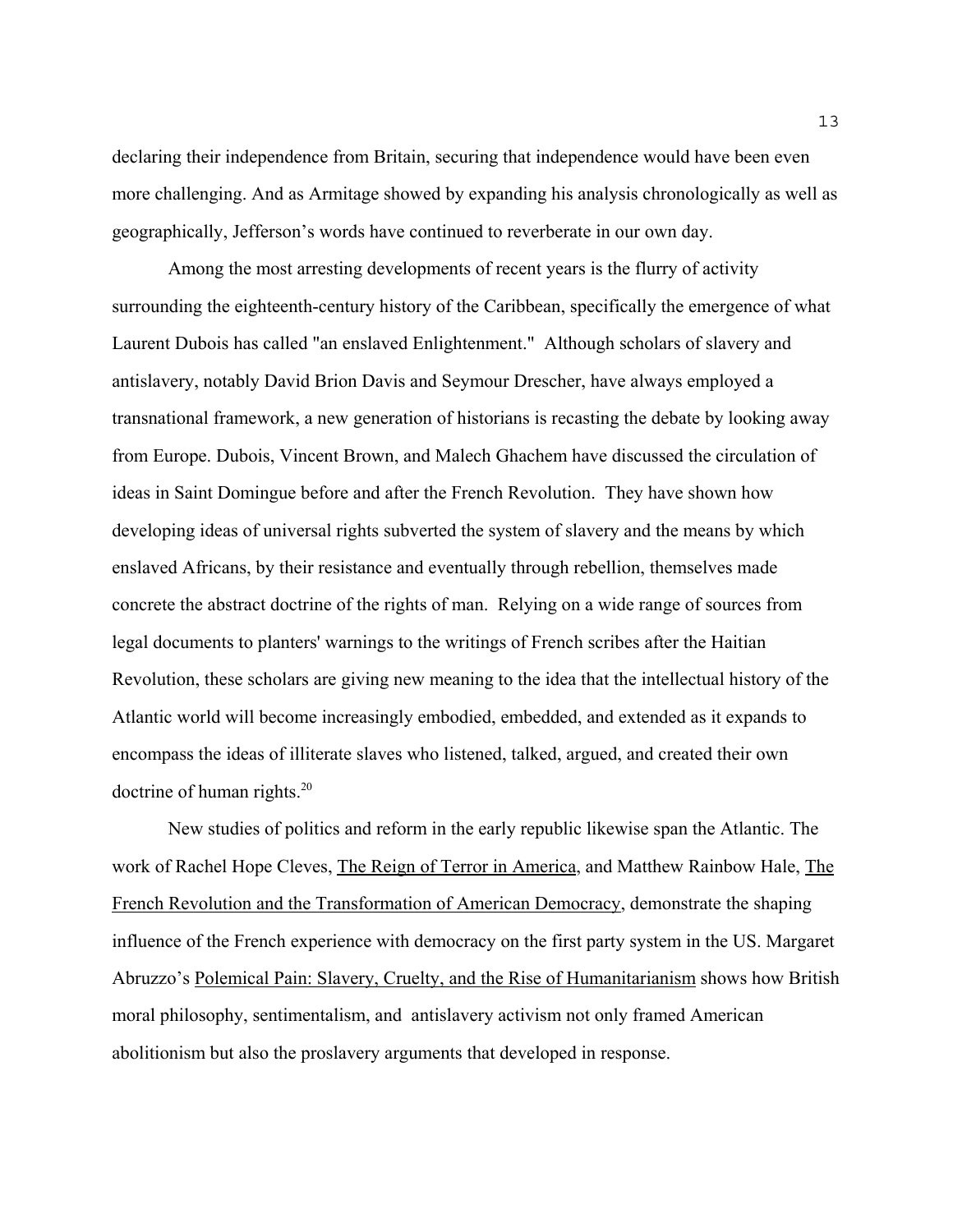declaring their independence from Britain, securing that independence would have been even more challenging. And as Armitage showed by expanding his analysis chronologically as well as geographically, Jefferson's words have continued to reverberate in our own day.

Among the most arresting developments of recent years is the flurry of activity surrounding the eighteenth-century history of the Caribbean, specifically the emergence of what Laurent Dubois has called "an enslaved Enlightenment." Although scholars of slavery and antislavery, notably David Brion Davis and Seymour Drescher, have always employed a transnational framework, a new generation of historians is recasting the debate by looking away from Europe. Dubois, Vincent Brown, and Malech Ghachem have discussed the circulation of ideas in Saint Domingue before and after the French Revolution. They have shown how developing ideas of universal rights subverted the system of slavery and the means by which enslaved Africans, by their resistance and eventually through rebellion, themselves made concrete the abstract doctrine of the rights of man. Relying on a wide range of sources from legal documents to planters' warnings to the writings of French scribes after the Haitian Revolution, these scholars are giving new meaning to the idea that the intellectual history of the Atlantic world will become increasingly embodied, embedded, and extended as it expands to encompass the ideas of illiterate slaves who listened, talked, argued, and created their own doctrine of human rights.[20]

New studies of politics and reform in the early republic likewise span the Atlantic. The work of Rachel Hope Cleves, The Reign of Terror in America, and Matthew Rainbow Hale, The French Revolution and the Transformation of American Democracy, demonstrate the shaping influence of the French experience with democracy on the first party system in the US. Margaret Abruzzo's Polemical Pain: Slavery, Cruelty, and the Rise of Humanitarianism shows how British moral philosophy, sentimentalism, and antislavery activism not only framed American abolitionism but also the proslavery arguments that developed in response.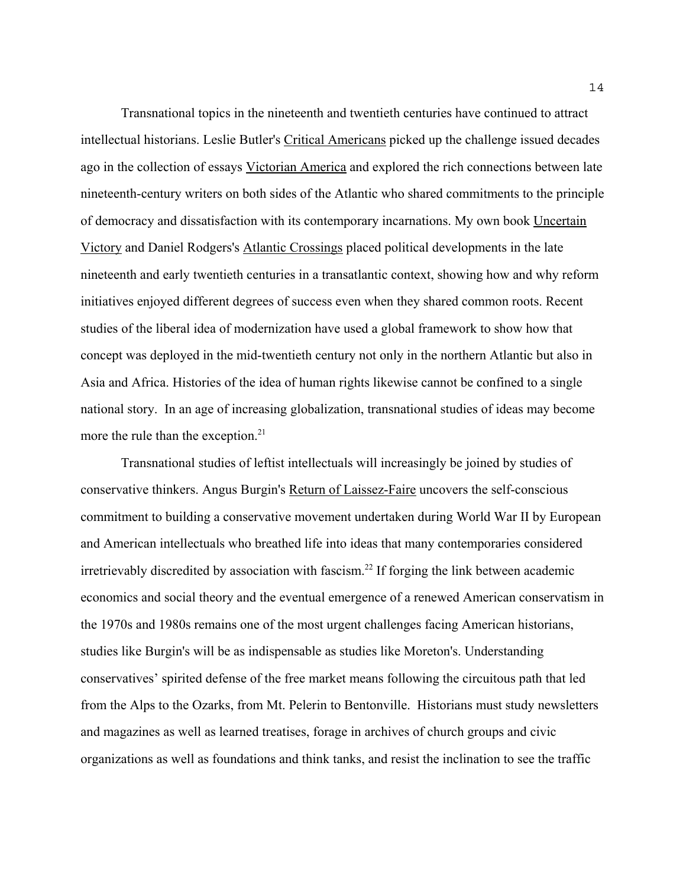Transnational topics in the nineteenth and twentieth centuries have continued to attract intellectual historians. Leslie Butler's Critical Americans picked up the challenge issued decades ago in the collection of essays Victorian America and explored the rich connections between late nineteenth-century writers on both sides of the Atlantic who shared commitments to the principle of democracy and dissatisfaction with its contemporary incarnations. My own book Uncertain Victory and Daniel Rodgers's Atlantic Crossings placed political developments in the late nineteenth and early twentieth centuries in a transatlantic context, showing how and why reform initiatives enjoyed different degrees of success even when they shared common roots. Recent studies of the liberal idea of modernization have used a global framework to show how that concept was deployed in the mid-twentieth century not only in the northern Atlantic but also in Asia and Africa. Histories of the idea of human rights likewise cannot be confined to a single national story. In an age of increasing globalization, transnational studies of ideas may become more the rule than the exception.[21]

Transnational studies of leftist intellectuals will increasingly be joined by studies of conservative thinkers. Angus Burgin's Return of Laissez-Faire uncovers the self-conscious commitment to building a conservative movement undertaken during World War II by European and American intellectuals who breathed life into ideas that many contemporaries considered irretrievably discredited by association with fascism.[22] If forging the link between academic economics and social theory and the eventual emergence of a renewed American conservatism in the 1970s and 1980s remains one of the most urgent challenges facing American historians, studies like Burgin's will be as indispensable as studies like Moreton's. Understanding conservatives' spirited defense of the free market means following the circuitous path that led from the Alps to the Ozarks, from Mt. Pelerin to Bentonville. Historians must study newsletters and magazines as well as learned treatises, forage in archives of church groups and civic organizations as well as foundations and think tanks, and resist the inclination to see the traffic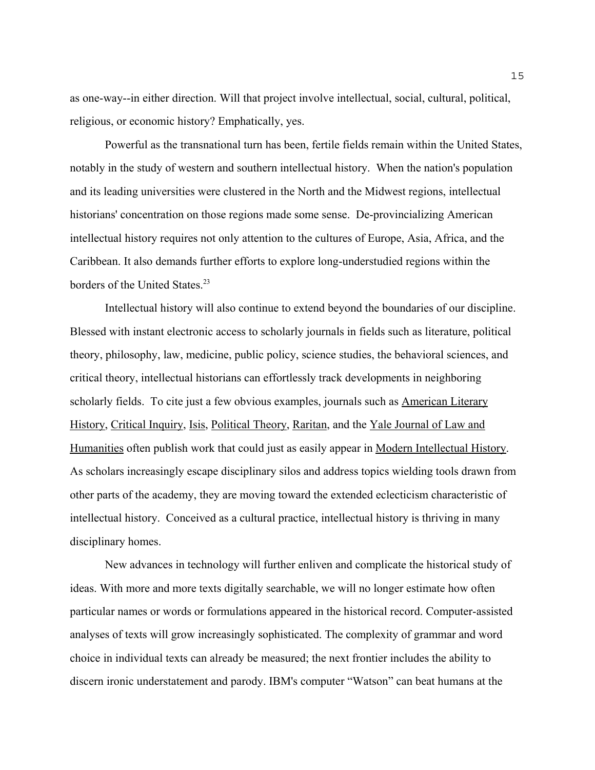as one-way--in either direction. Will that project involve intellectual, social, cultural, political, religious, or economic history? Emphatically, yes.

Powerful as the transnational turn has been, fertile fields remain within the United States, notably in the study of western and southern intellectual history. When the nation's population and its leading universities were clustered in the North and the Midwest regions, intellectual historians' concentration on those regions made some sense. De-provincializing American intellectual history requires not only attention to the cultures of Europe, Asia, Africa, and the Caribbean. It also demands further efforts to explore long-understudied regions within the borders of the United States.[23]

Intellectual history will also continue to extend beyond the boundaries of our discipline. Blessed with instant electronic access to scholarly journals in fields such as literature, political theory, philosophy, law, medicine, public policy, science studies, the behavioral sciences, and critical theory, intellectual historians can effortlessly track developments in neighboring scholarly fields. To cite just a few obvious examples, journals such as <u>American Literary History</u>, <u>Critical Inquiry</u>, <u>Isis</u>, <u>Political Theory</u>, <u>Raritan</u>, and the <u>Yale Journal of Law and Humanities</u> often publish work that could just as easily appear in <u>Modern Intellectual History</u>. As scholars increasingly escape disciplinary silos and address topics wielding tools drawn from other parts of the academy, they are moving toward the extended eclecticism characteristic of intellectual history. Conceived as a cultural practice, intellectual history is thriving in many disciplinary homes.

New advances in technology will further enliven and complicate the historical study of ideas. With more and more texts digitally searchable, we will no longer estimate how often particular names or words or formulations appeared in the historical record. Computer-assisted analyses of texts will grow increasingly sophisticated. The complexity of grammar and word choice in individual texts can already be measured; the next frontier includes the ability to discern ironic understatement and parody. IBM's computer "Watson" can beat humans at the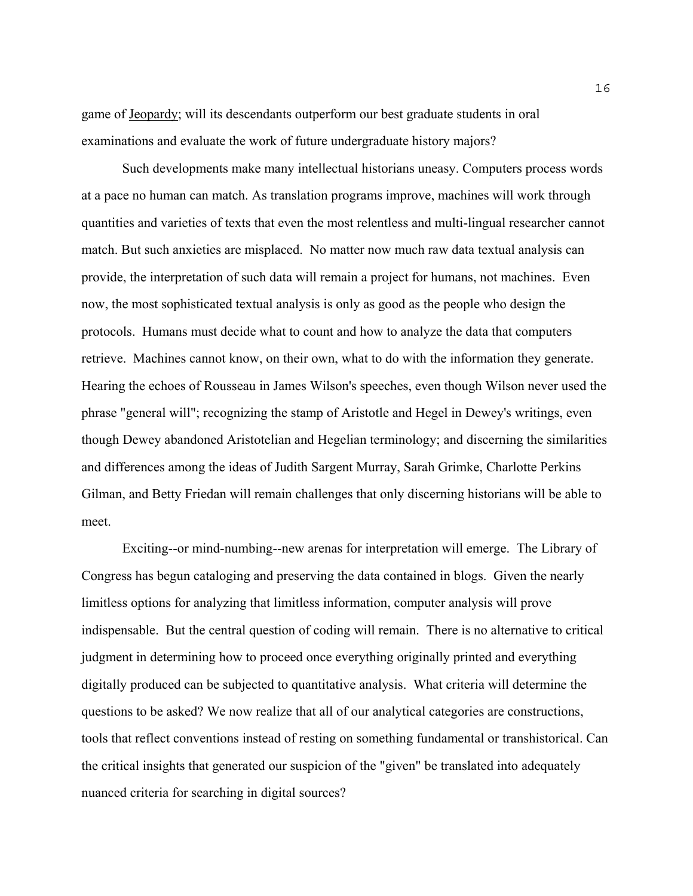game of Jeopardy; will its descendants outperform our best graduate students in oral examinations and evaluate the work of future undergraduate history majors?

Such developments make many intellectual historians uneasy. Computers process words at a pace no human can match. As translation programs improve, machines will work through quantities and varieties of texts that even the most relentless and multi-lingual researcher cannot match. But such anxieties are misplaced. No matter now much raw data textual analysis can provide, the interpretation of such data will remain a project for humans, not machines. Even now, the most sophisticated textual analysis is only as good as the people who design the protocols. Humans must decide what to count and how to analyze the data that computers retrieve. Machines cannot know, on their own, what to do with the information they generate. Hearing the echoes of Rousseau in James Wilson's speeches, even though Wilson never used the phrase "general will"; recognizing the stamp of Aristotle and Hegel in Dewey's writings, even though Dewey abandoned Aristotelian and Hegelian terminology; and discerning the similarities and differences among the ideas of Judith Sargent Murray, Sarah Grimke, Charlotte Perkins Gilman, and Betty Friedan will remain challenges that only discerning historians will be able to meet.

Exciting--or mind-numbing--new arenas for interpretation will emerge. The Library of Congress has begun cataloging and preserving the data contained in blogs. Given the nearly limitless options for analyzing that limitless information, computer analysis will prove indispensable. But the central question of coding will remain. There is no alternative to critical judgment in determining how to proceed once everything originally printed and everything digitally produced can be subjected to quantitative analysis. What criteria will determine the questions to be asked? We now realize that all of our analytical categories are constructions, tools that reflect conventions instead of resting on something fundamental or transhistorical. Can the critical insights that generated our suspicion of the "given" be translated into adequately nuanced criteria for searching in digital sources?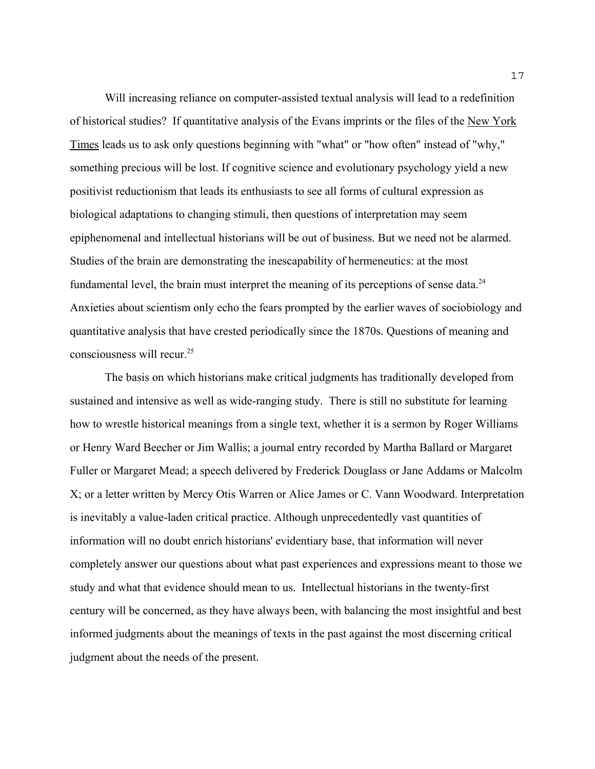Will increasing reliance on computer-assisted textual analysis will lead to a redefinition of historical studies? If quantitative analysis of the Evans imprints or the files of the New York Times leads us to ask only questions beginning with "what" or "how often" instead of "why," something precious will be lost. If cognitive science and evolutionary psychology yield a new positivist reductionism that leads its enthusiasts to see all forms of cultural expression as biological adaptations to changing stimuli, then questions of interpretation may seem epiphenomenal and intellectual historians will be out of business. But we need not be alarmed. Studies of the brain are demonstrating the inescapability of hermeneutics: at the most fundamental level, the brain must interpret the meaning of its perceptions of sense data.[24] Anxieties about scientism only echo the fears prompted by the earlier waves of sociobiology and quantitative analysis that have crested periodically since the 1870s. Questions of meaning and consciousness will recur.[25]

The basis on which historians make critical judgments has traditionally developed from sustained and intensive as well as wide-ranging study. There is still no substitute for learning how to wrestle historical meanings from a single text, whether it is a sermon by Roger Williams or Henry Ward Beecher or Jim Wallis; a journal entry recorded by Martha Ballard or Margaret Fuller or Margaret Mead; a speech delivered by Frederick Douglass or Jane Addams or Malcolm X; or a letter written by Mercy Otis Warren or Alice James or C. Vann Woodward. Interpretation is inevitably a value-laden critical practice. Although unprecedentedly vast quantities of information will no doubt enrich historians' evidentiary base, that information will never completely answer our questions about what past experiences and expressions meant to those we study and what that evidence should mean to us. Intellectual historians in the twenty-first century will be concerned, as they have always been, with balancing the most insightful and best informed judgments about the meanings of texts in the past against the most discerning critical judgment about the needs of the present.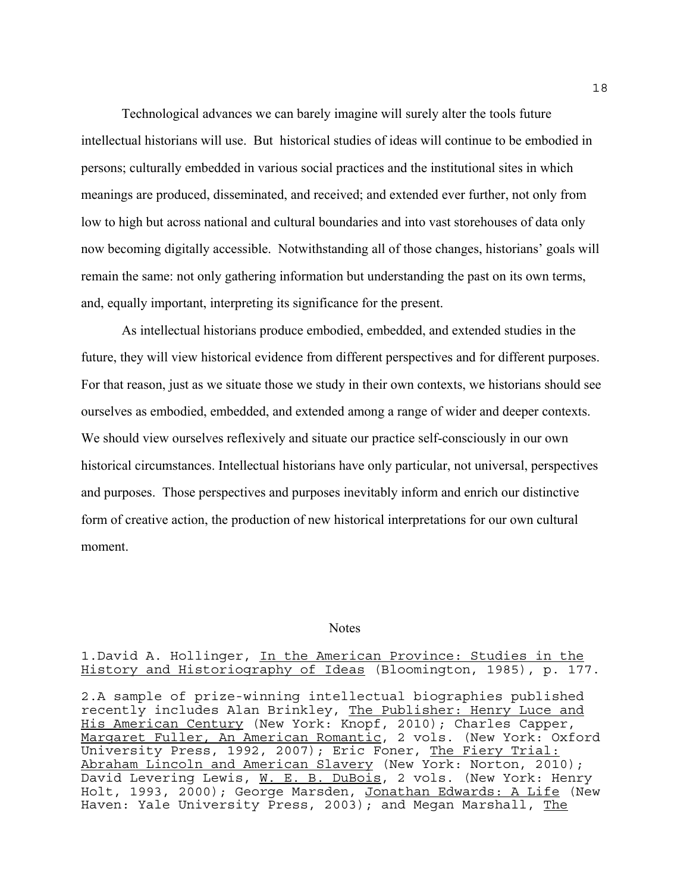Technological advances we can barely imagine will surely alter the tools future intellectual historians will use. But historical studies of ideas will continue to be embodied in persons; culturally embedded in various social practices and the institutional sites in which meanings are produced, disseminated, and received; and extended ever further, not only from low to high but across national and cultural boundaries and into vast storehouses of data only now becoming digitally accessible. Notwithstanding all of those changes, historians' goals will remain the same: not only gathering information but understanding the past on its own terms, and, equally important, interpreting its significance for the present.

As intellectual historians produce embodied, embedded, and extended studies in the future, they will view historical evidence from different perspectives and for different purposes. For that reason, just as we situate those we study in their own contexts, we historians should see ourselves as embodied, embedded, and extended among a range of wider and deeper contexts. We should view ourselves reflexively and situate our practice self-consciously in our own historical circumstances. Intellectual historians have only particular, not universal, perspectives and purposes. Those perspectives and purposes inevitably inform and enrich our distinctive form of creative action, the production of new historical interpretations for our own cultural moment.

## Notes

1.David A. Hollinger, In the American Province: Studies in the History and Historiography of Ideas (Bloomington, 1985), p. 177.

2.A sample of prize-winning intellectual biographies published recently includes Alan Brinkley, The Publisher: Henry Luce and His American Century (New York: Knopf, 2010); Charles Capper, Margaret Fuller, An American Romantic, 2 vols. (New York: Oxford University Press, 1992, 2007); Eric Foner, The Fiery Trial: Abraham Lincoln and American Slavery (New York: Norton, 2010); David Levering Lewis, W. E. B. DuBois, 2 vols. (New York: Henry Holt, 1993, 2000); George Marsden, Jonathan Edwards: A Life (New Haven: Yale University Press, 2003); and Megan Marshall, The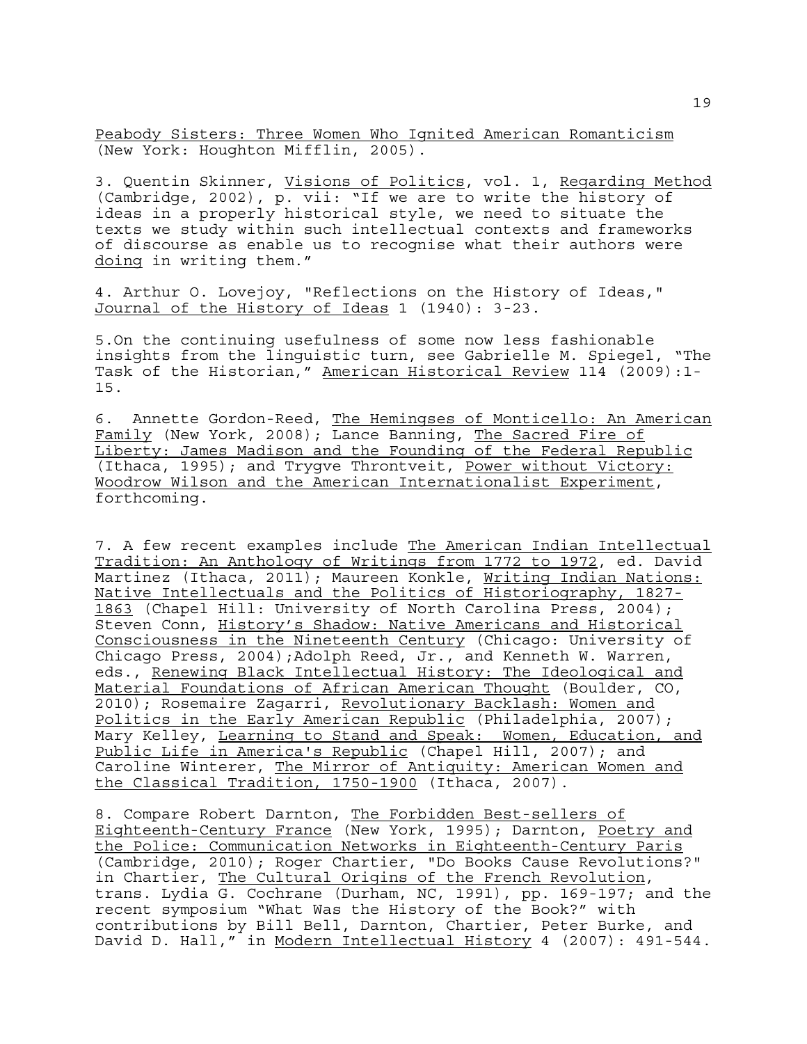Peabody Sisters: Three Women Who Ignited American Romanticism (New York: Houghton Mifflin, 2005).

3. Quentin Skinner, Visions of Politics, vol. 1, Regarding Method (Cambridge, 2002), p. vii: "If we are to write the history of ideas in a properly historical style, we need to situate the texts we study within such intellectual contexts and frameworks of discourse as enable us to recognise what their authors were doing in writing them."

4. Arthur O. Lovejoy, "Reflections on the History of Ideas," Journal of the History of Ideas 1 (1940): 3-23.

5.On the continuing usefulness of some now less fashionable insights from the linguistic turn, see Gabrielle M. Spiegel, "The Task of the Historian," American Historical Review 114 (2009):1-15.

6. Annette Gordon-Reed, The Hemingses of Monticello: An American Family (New York, 2008); Lance Banning, The Sacred Fire of Liberty: James Madison and the Founding of the Federal Republic (Ithaca, 1995); and Trygve Throntveit, Power without Victory: Woodrow Wilson and the American Internationalist Experiment, forthcoming.

7. A few recent examples include The American Indian Intellectual Tradition: An Anthology of Writings from 1772 to 1972, ed. David Martinez (Ithaca, 2011); Maureen Konkle, Writing Indian Nations: Native Intellectuals and the Politics of Historiography, 1827-1863 (Chapel Hill: University of North Carolina Press, 2004); Steven Conn, History's Shadow: Native Americans and Historical Consciousness in the Nineteenth Century (Chicago: University of Chicago Press, 2004);Adolph Reed, Jr., and Kenneth W. Warren, eds., Renewing Black Intellectual History: The Ideological and Material Foundations of African American Thought (Boulder, CO, 2010); Rosemaire Zagarri, Revolutionary Backlash: Women and Politics in the Early American Republic (Philadelphia, 2007); Mary Kelley, Learning to Stand and Speak: Women, Education, and Public Life in America's Republic (Chapel Hill, 2007); and Caroline Winterer, The Mirror of Antiquity: American Women and the Classical Tradition, 1750-1900 (Ithaca, 2007).

8. Compare Robert Darnton, The Forbidden Best-sellers of Eighteenth-Century France (New York, 1995); Darnton, Poetry and the Police: Communication Networks in Eighteenth-Century Paris (Cambridge, 2010); Roger Chartier, "Do Books Cause Revolutions?" in Chartier, The Cultural Origins of the French Revolution, trans. Lydia G. Cochrane (Durham, NC, 1991), pp. 169-197; and the recent symposium "What Was the History of the Book?" with contributions by Bill Bell, Darnton, Chartier, Peter Burke, and David D. Hall," in Modern Intellectual History 4 (2007): 491-544.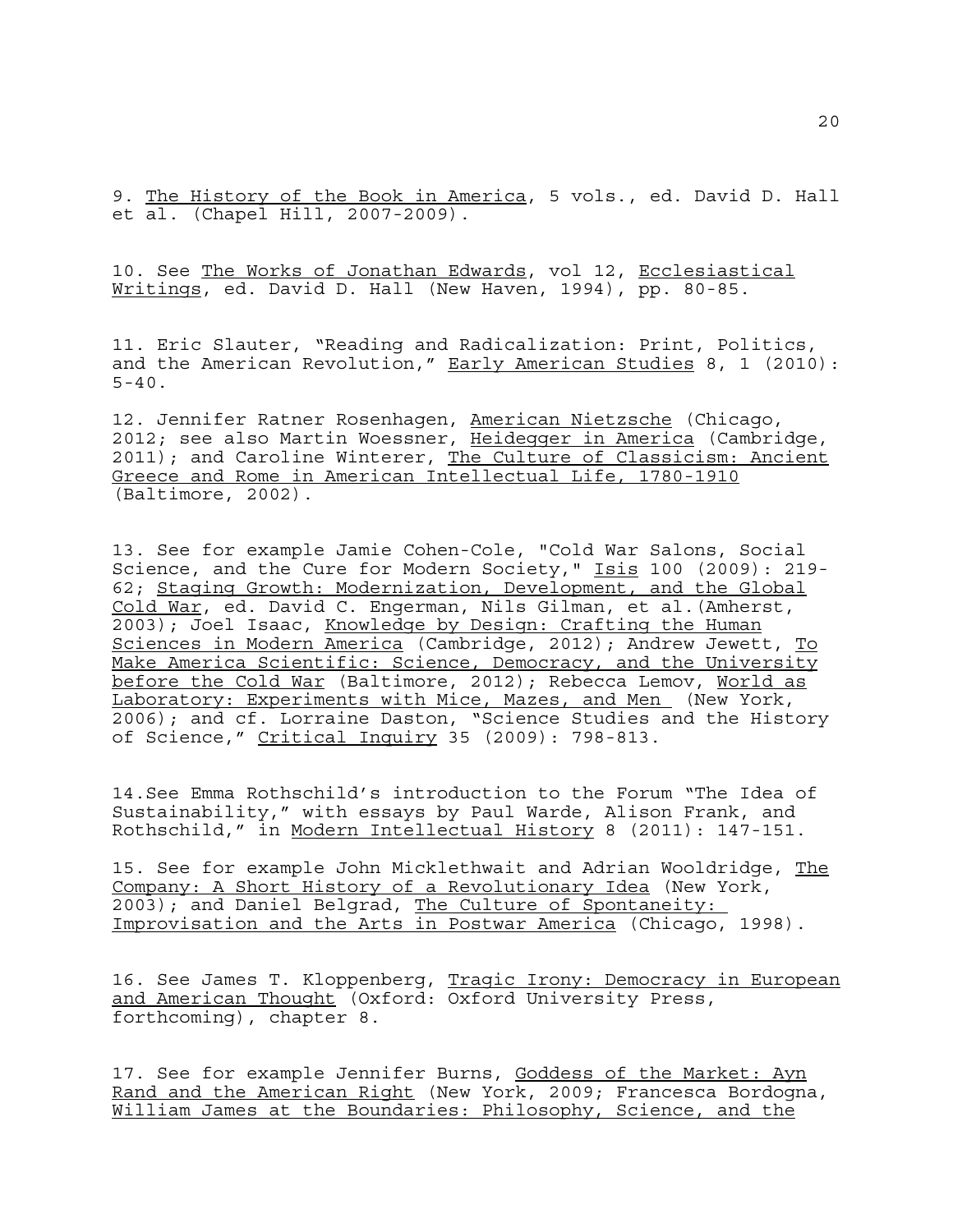9. The History of the Book in America, 5 vols., ed. David D. Hall et al. (Chapel Hill, 2007-2009).

10. See The Works of Jonathan Edwards, vol 12, Ecclesiastical Writings, ed. David D. Hall (New Haven, 1994), pp. 80-85.

11. Eric Slauter, "Reading and Radicalization: Print, Politics, and the American Revolution," Early American Studies 8, 1 (2010): 5-40.

12. Jennifer Ratner Rosenhagen, American Nietzsche (Chicago, 2012; see also Martin Woessner, Heidegger in America (Cambridge, 2011); and Caroline Winterer, The Culture of Classicism: Ancient Greece and Rome in American Intellectual Life, 1780-1910 (Baltimore, 2002).

13. See for example Jamie Cohen-Cole, "Cold War Salons, Social Science, and the Cure for Modern Society," Isis 100 (2009): 219-62; Staging Growth: Modernization, Development, and the Global Cold War, ed. David C. Engerman, Nils Gilman, et al.(Amherst, 2003); Joel Isaac, Knowledge by Design: Crafting the Human Sciences in Modern America (Cambridge, 2012); Andrew Jewett, To Make America Scientific: Science, Democracy, and the University before the Cold War (Baltimore, 2012); Rebecca Lemov, World as Laboratory: Experiments with Mice, Mazes, and Men (New York, 2006); and cf. Lorraine Daston, "Science Studies and the History of Science," Critical Inquiry 35 (2009): 798-813.

14.See Emma Rothschild's introduction to the Forum "The Idea of Sustainability," with essays by Paul Warde, Alison Frank, and Rothschild," in Modern Intellectual History 8 (2011): 147-151.

15. See for example John Micklethwait and Adrian Wooldridge, The Company: A Short History of a Revolutionary Idea (New York, 2003); and Daniel Belgrad, The Culture of Spontaneity: Improvisation and the Arts in Postwar America (Chicago, 1998).

16. See James T. Kloppenberg, Tragic Irony: Democracy in European and American Thought (Oxford: Oxford University Press, forthcoming), chapter 8.

17. See for example Jennifer Burns, Goddess of the Market: Ayn Rand and the American Right (New York, 2009; Francesca Bordogna, William James at the Boundaries: Philosophy, Science, and the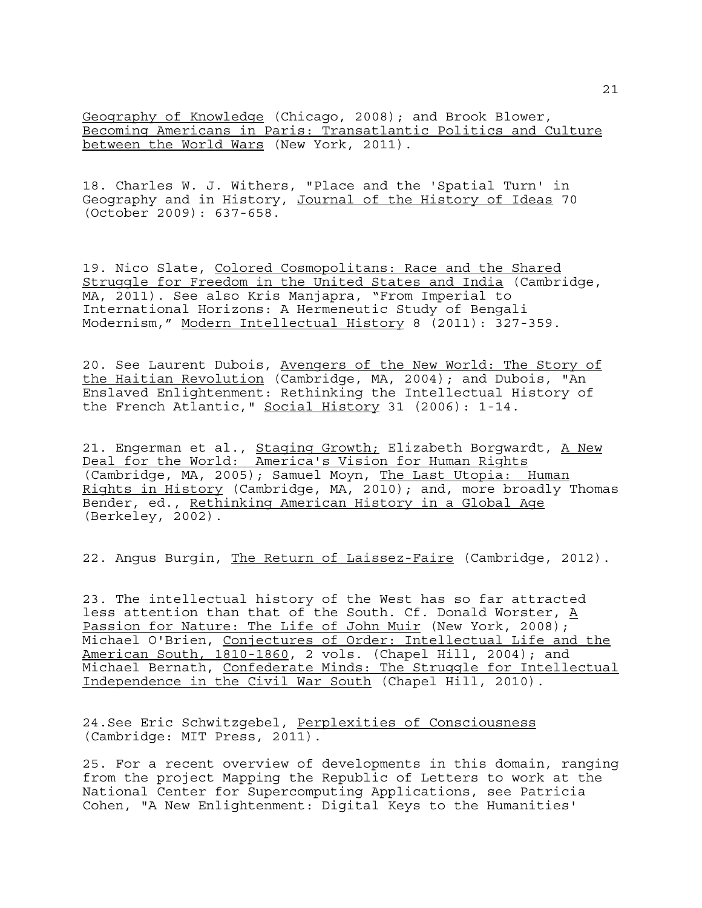Geography of Knowledge (Chicago, 2008); and Brook Blower, Becoming Americans in Paris: Transatlantic Politics and Culture between the World Wars (New York, 2011).

18. Charles W. J. Withers, "Place and the 'Spatial Turn' in Geography and in History, Journal of the History of Ideas 70 (October 2009): 637-658.

19. Nico Slate, Colored Cosmopolitans: Race and the Shared Struggle for Freedom in the United States and India (Cambridge, MA, 2011). See also Kris Manjapra, "From Imperial to International Horizons: A Hermeneutic Study of Bengali Modernism," Modern Intellectual History 8 (2011): 327-359.

20. See Laurent Dubois, Avengers of the New World: The Story of the Haitian Revolution (Cambridge, MA, 2004); and Dubois, "An Enslaved Enlightenment: Rethinking the Intellectual History of the French Atlantic," Social History 31 (2006): 1-14.

21. Engerman et al., Staging Growth; Elizabeth Borgwardt, A New Deal for the World: America's Vision for Human Rights (Cambridge, MA, 2005); Samuel Moyn, The Last Utopia: Human Rights in History (Cambridge, MA, 2010); and, more broadly Thomas Bender, ed., Rethinking American History in a Global Age (Berkeley, 2002).

22. Angus Burgin, The Return of Laissez-Faire (Cambridge, 2012).

23. The intellectual history of the West has so far attracted less attention than that of the South. Cf. Donald Worster, A Passion for Nature: The Life of John Muir (New York, 2008); Michael O'Brien, Conjectures of Order: Intellectual Life and the American South, 1810-1860, 2 vols. (Chapel Hill, 2004); and Michael Bernath, Confederate Minds: The Struggle for Intellectual Independence in the Civil War South (Chapel Hill, 2010).

24.See Eric Schwitzgebel, Perplexities of Consciousness (Cambridge: MIT Press, 2011).

25. For a recent overview of developments in this domain, ranging from the project Mapping the Republic of Letters to work at the National Center for Supercomputing Applications, see Patricia Cohen, "A New Enlightenment: Digital Keys to the Humanities'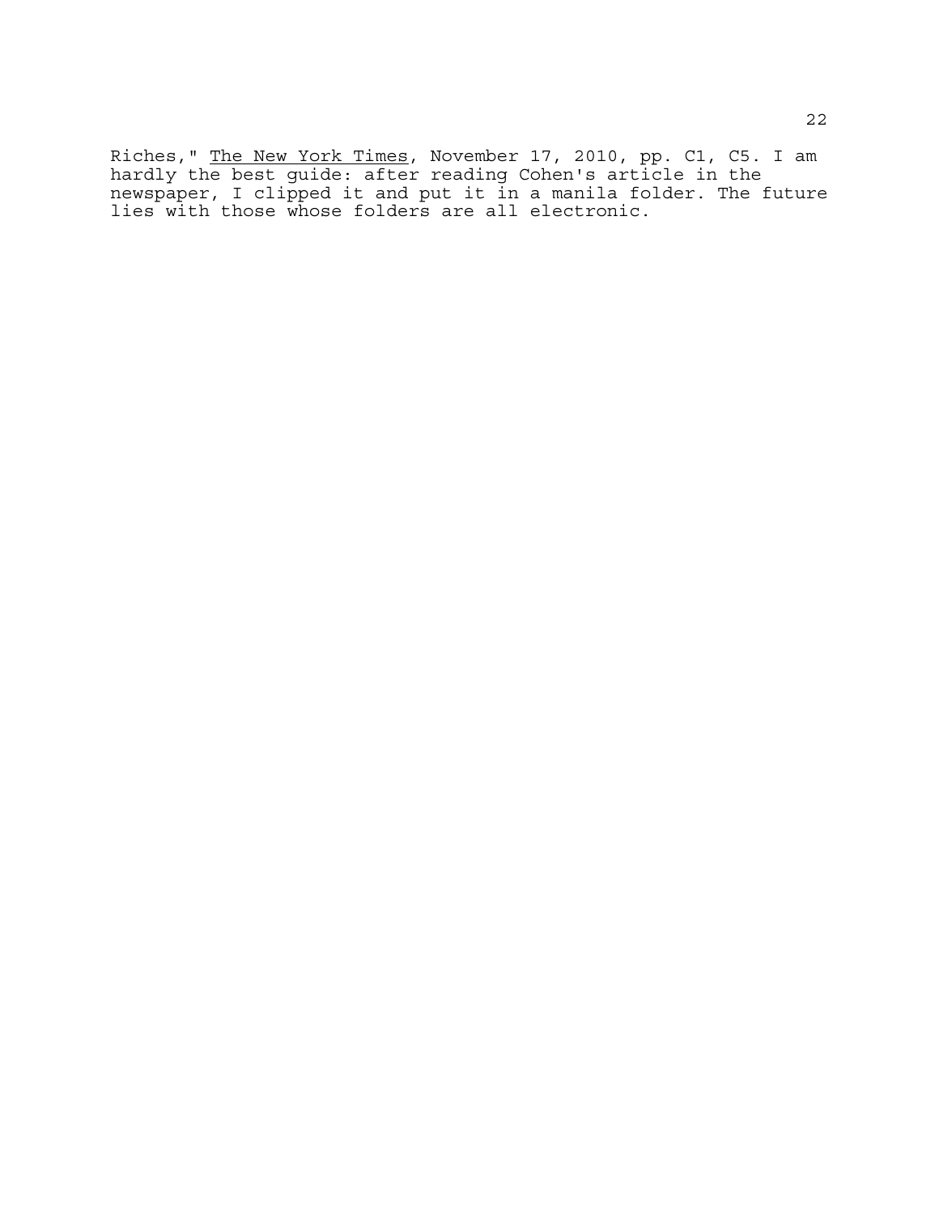Riches," <u>The New York Times</u>, November 17, 2010, pp. C1, C5. I am hardly the best guide: after reading Cohen's article in the newspaper, I clipped it and put it in a manila folder. The future lies with those whose folders are all electronic.